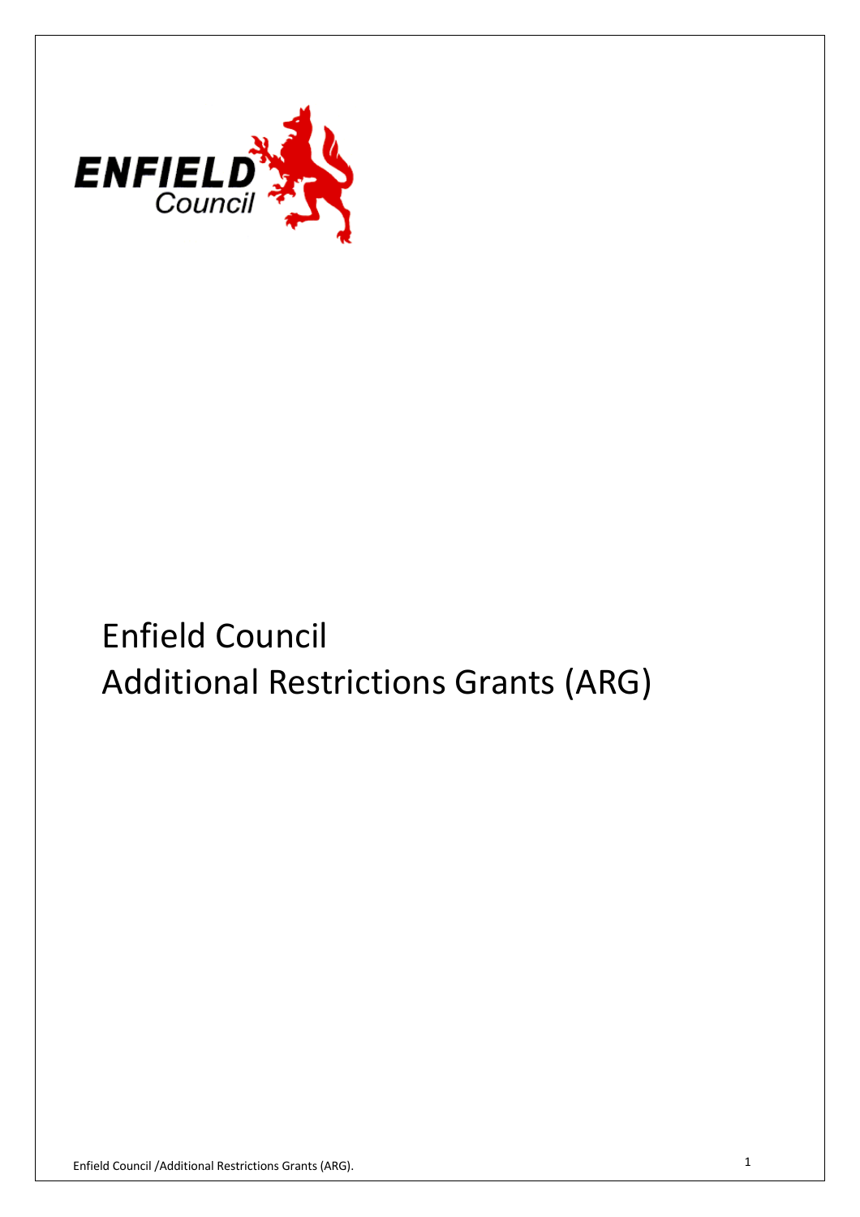# Enfield Council
# Additional Restrictions Grants (ARG)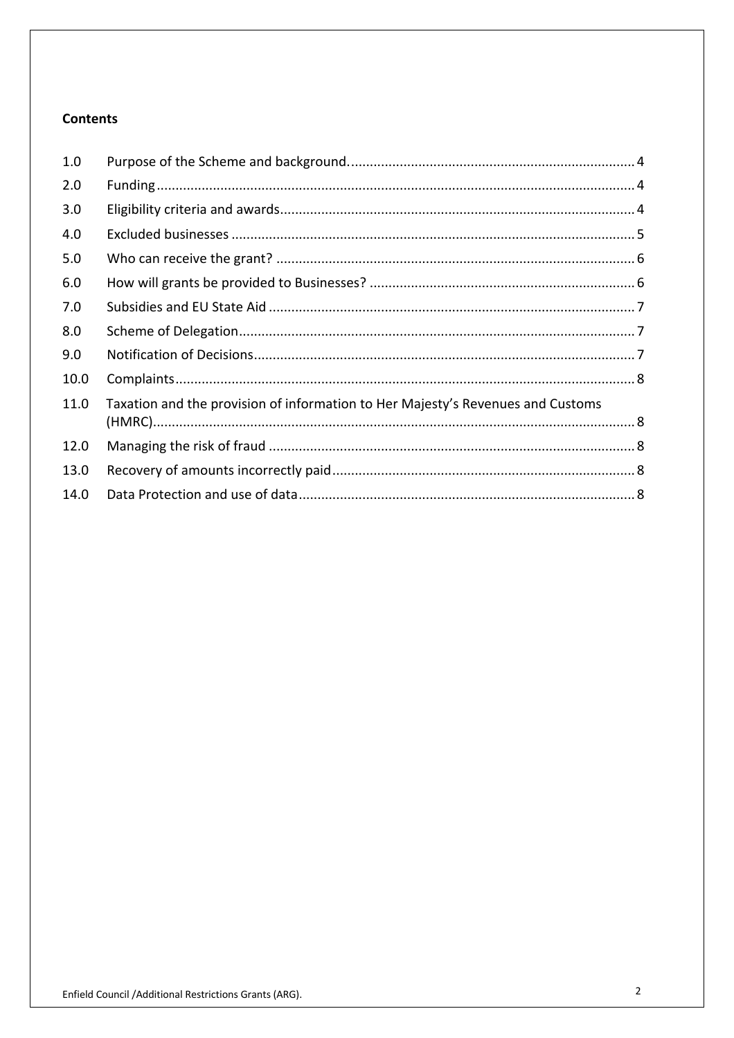**Contents**

| | | |
|---|---|---|
| 1.0 | Purpose of the Scheme and background. | 4 |
| 2.0 | Funding | 4 |
| 3.0 | Eligibility criteria and awards | 4 |
| 4.0 | Excluded businesses | 5 |
| 5.0 | Who can receive the grant? | 6 |
| 6.0 | How will grants be provided to Businesses? | 6 |
| 7.0 | Subsidies and EU State Aid | 7 |
| 8.0 | Scheme of Delegation | 7 |
| 9.0 | Notification of Decisions | 7 |
| 10.0 | Complaints | 8 |
| 11.0 | Taxation and the provision of information to Her Majesty's Revenues and Customs (HMRC) | 8 |
| 12.0 | Managing the risk of fraud | 8 |
| 13.0 | Recovery of amounts incorrectly paid | 8 |
| 14.0 | Data Protection and use of data | 8 |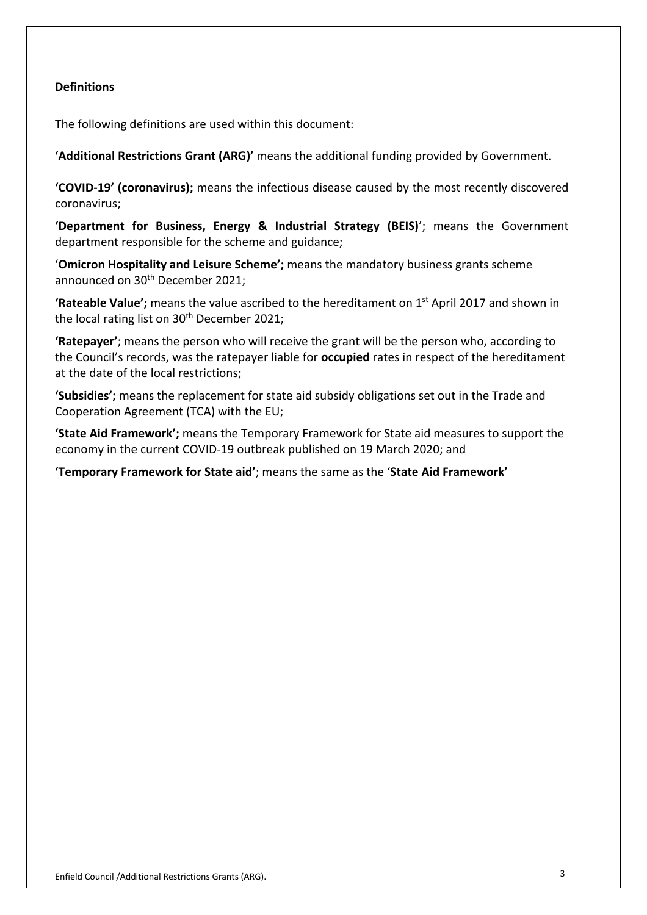**Definitions**

The following definitions are used within this document:

**'Additional Restrictions Grant (ARG)'** means the additional funding provided by Government.

**'COVID-19' (coronavirus);** means the infectious disease caused by the most recently discovered coronavirus;

**'Department for Business, Energy & Industrial Strategy (BEIS)**'; means the Government department responsible for the scheme and guidance;

'**Omicron Hospitality and Leisure Scheme';** means the mandatory business grants scheme announced on 30th December 2021;

**'Rateable Value';** means the value ascribed to the hereditament on 1st April 2017 and shown in the local rating list on 30th December 2021;

**'Ratepayer'**; means the person who will receive the grant will be the person who, according to the Council's records, was the ratepayer liable for **occupied** rates in respect of the hereditament at the date of the local restrictions;

**'Subsidies';** means the replacement for state aid subsidy obligations set out in the Trade and Cooperation Agreement (TCA) with the EU;

**'State Aid Framework';** means the Temporary Framework for State aid measures to support the economy in the current COVID-19 outbreak published on 19 March 2020; and

**'Temporary Framework for State aid'**; means the same as the '**State Aid Framework'**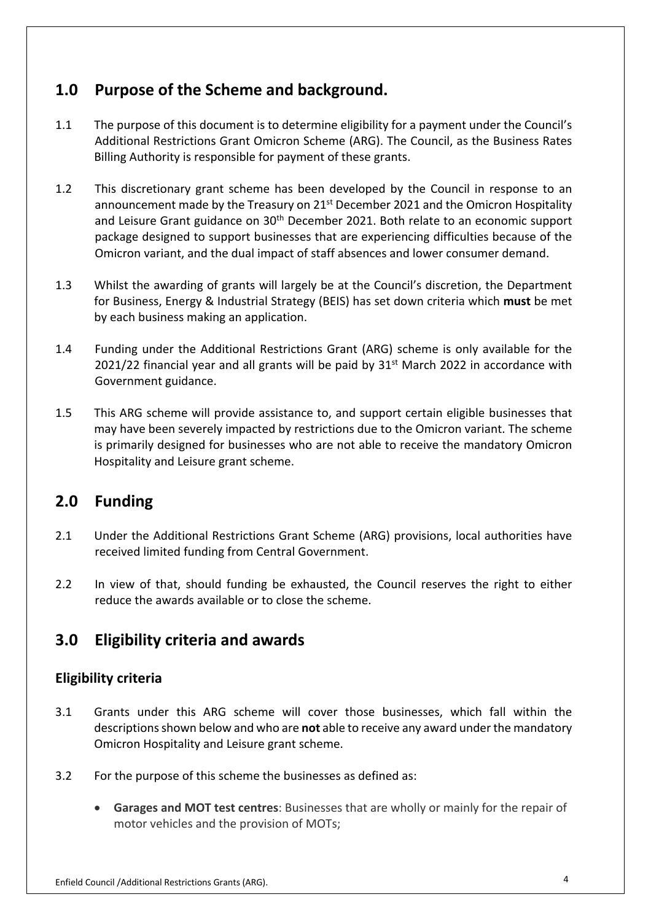## 1.0 Purpose of the Scheme and background.

1.1 The purpose of this document is to determine eligibility for a payment under the Council's Additional Restrictions Grant Omicron Scheme (ARG). The Council, as the Business Rates Billing Authority is responsible for payment of these grants.

1.2 This discretionary grant scheme has been developed by the Council in response to an announcement made by the Treasury on 21st December 2021 and the Omicron Hospitality and Leisure Grant guidance on 30th December 2021. Both relate to an economic support package designed to support businesses that are experiencing difficulties because of the Omicron variant, and the dual impact of staff absences and lower consumer demand.

1.3 Whilst the awarding of grants will largely be at the Council's discretion, the Department for Business, Energy & Industrial Strategy (BEIS) has set down criteria which **must** be met by each business making an application.

1.4 Funding under the Additional Restrictions Grant (ARG) scheme is only available for the 2021/22 financial year and all grants will be paid by 31st March 2022 in accordance with Government guidance.

1.5 This ARG scheme will provide assistance to, and support certain eligible businesses that may have been severely impacted by restrictions due to the Omicron variant. The scheme is primarily designed for businesses who are not able to receive the mandatory Omicron Hospitality and Leisure grant scheme.

## 2.0 Funding

2.1 Under the Additional Restrictions Grant Scheme (ARG) provisions, local authorities have received limited funding from Central Government.

2.2 In view of that, should funding be exhausted, the Council reserves the right to either reduce the awards available or to close the scheme.

## 3.0 Eligibility criteria and awards

### Eligibility criteria

3.1 Grants under this ARG scheme will cover those businesses, which fall within the descriptions shown below and who are **not** able to receive any award under the mandatory Omicron Hospitality and Leisure grant scheme.

3.2 For the purpose of this scheme the businesses as defined as:

- **Garages and MOT test centres**: Businesses that are wholly or mainly for the repair of motor vehicles and the provision of MOTs;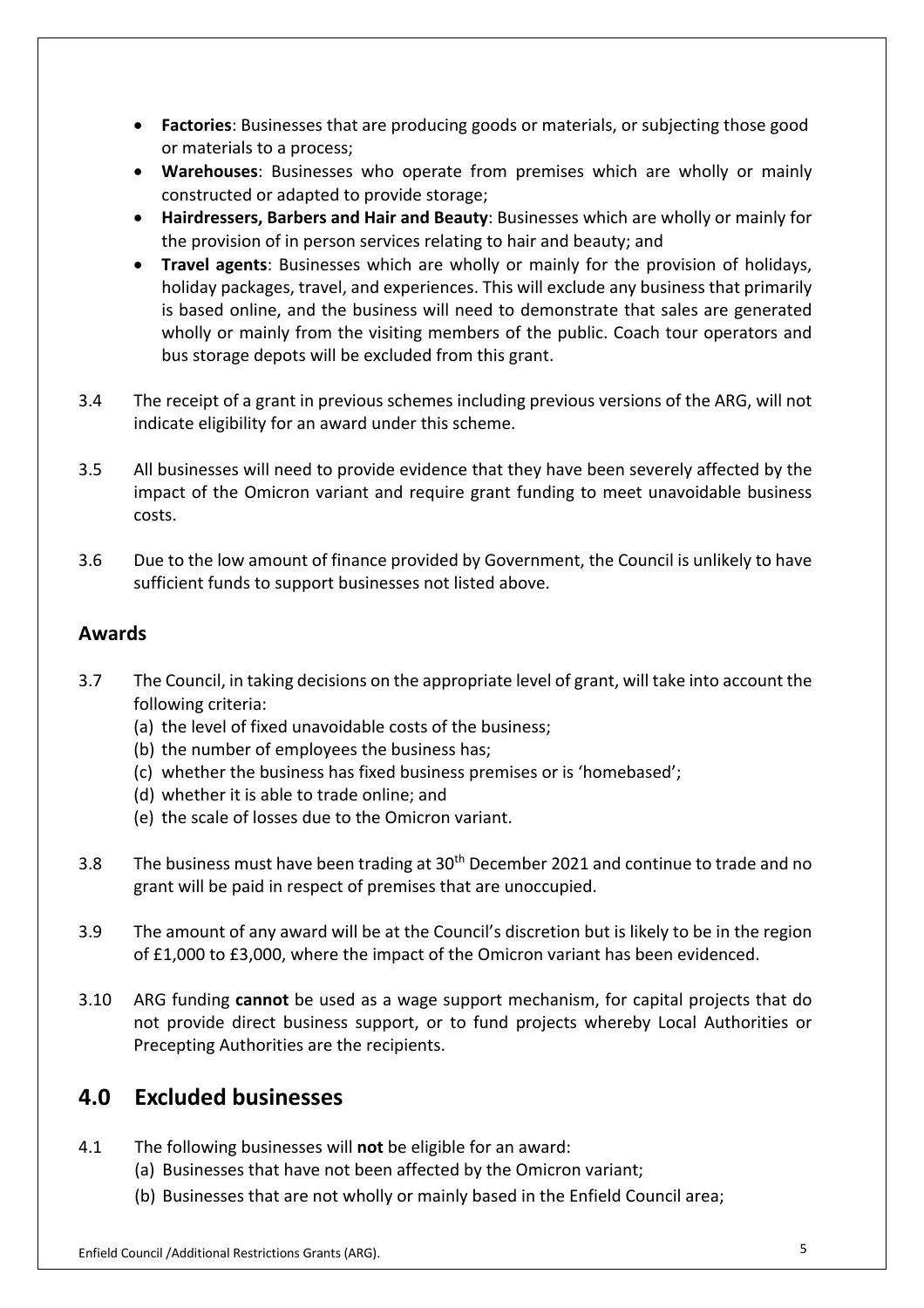- **Factories**: Businesses that are producing goods or materials, or subjecting those good or materials to a process;
- **Warehouses**: Businesses who operate from premises which are wholly or mainly constructed or adapted to provide storage;
- **Hairdressers, Barbers and Hair and Beauty**: Businesses which are wholly or mainly for the provision of in person services relating to hair and beauty; and
- **Travel agents**: Businesses which are wholly or mainly for the provision of holidays, holiday packages, travel, and experiences. This will exclude any business that primarily is based online, and the business will need to demonstrate that sales are generated wholly or mainly from the visiting members of the public. Coach tour operators and bus storage depots will be excluded from this grant.

3.4 The receipt of a grant in previous schemes including previous versions of the ARG, will not indicate eligibility for an award under this scheme.

3.5 All businesses will need to provide evidence that they have been severely affected by the impact of the Omicron variant and require grant funding to meet unavoidable business costs.

3.6 Due to the low amount of finance provided by Government, the Council is unlikely to have sufficient funds to support businesses not listed above.

### Awards

3.7 The Council, in taking decisions on the appropriate level of grant, will take into account the following criteria:

(a) the level of fixed unavoidable costs of the business;
(b) the number of employees the business has;
(c) whether the business has fixed business premises or is 'homebased';
(d) whether it is able to trade online; and
(e) the scale of losses due to the Omicron variant.

3.8 The business must have been trading at 30th December 2021 and continue to trade and no grant will be paid in respect of premises that are unoccupied.

3.9 The amount of any award will be at the Council's discretion but is likely to be in the region of £1,000 to £3,000, where the impact of the Omicron variant has been evidenced.

3.10 ARG funding **cannot** be used as a wage support mechanism, for capital projects that do not provide direct business support, or to fund projects whereby Local Authorities or Precepting Authorities are the recipients.

## 4.0 Excluded businesses

4.1 The following businesses will **not** be eligible for an award:

(a) Businesses that have not been affected by the Omicron variant;
(b) Businesses that are not wholly or mainly based in the Enfield Council area;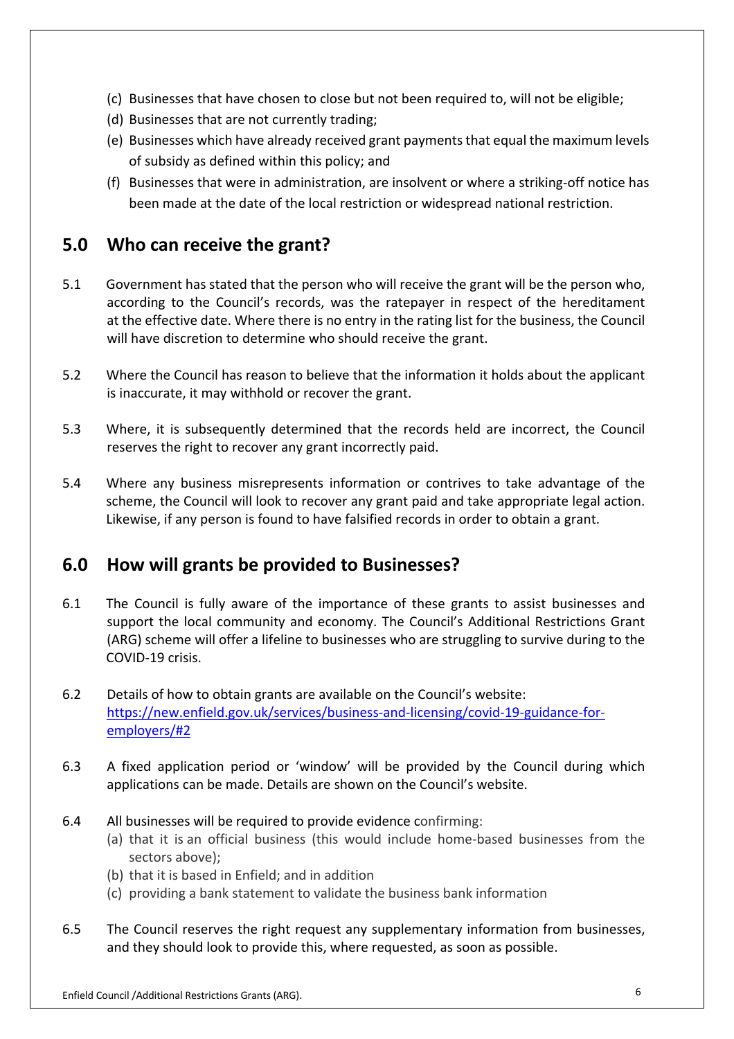(c) Businesses that have chosen to close but not been required to, will not be eligible;
(d) Businesses that are not currently trading;
(e) Businesses which have already received grant payments that equal the maximum levels of subsidy as defined within this policy; and
(f) Businesses that were in administration, are insolvent or where a striking-off notice has been made at the date of the local restriction or widespread national restriction.

## 5.0 Who can receive the grant?

5.1 Government has stated that the person who will receive the grant will be the person who, according to the Council's records, was the ratepayer in respect of the hereditament at the effective date. Where there is no entry in the rating list for the business, the Council will have discretion to determine who should receive the grant.

5.2 Where the Council has reason to believe that the information it holds about the applicant is inaccurate, it may withhold or recover the grant.

5.3 Where, it is subsequently determined that the records held are incorrect, the Council reserves the right to recover any grant incorrectly paid.

5.4 Where any business misrepresents information or contrives to take advantage of the scheme, the Council will look to recover any grant paid and take appropriate legal action. Likewise, if any person is found to have falsified records in order to obtain a grant.

## 6.0 How will grants be provided to Businesses?

6.1 The Council is fully aware of the importance of these grants to assist businesses and support the local community and economy. The Council's Additional Restrictions Grant (ARG) scheme will offer a lifeline to businesses who are struggling to survive during to the COVID-19 crisis.

6.2 Details of how to obtain grants are available on the Council's website: [https://new.enfield.gov.uk/services/business-and-licensing/covid-19-guidance-for-employers/#2](https://new.enfield.gov.uk/services/business-and-licensing/covid-19-guidance-for-employers/#2)

6.3 A fixed application period or 'window' will be provided by the Council during which applications can be made. Details are shown on the Council's website.

6.4 All businesses will be required to provide evidence confirming:
(a) that it is an official business (this would include home-based businesses from the sectors above);
(b) that it is based in Enfield; and in addition
(c) providing a bank statement to validate the business bank information

6.5 The Council reserves the right request any supplementary information from businesses, and they should look to provide this, where requested, as soon as possible.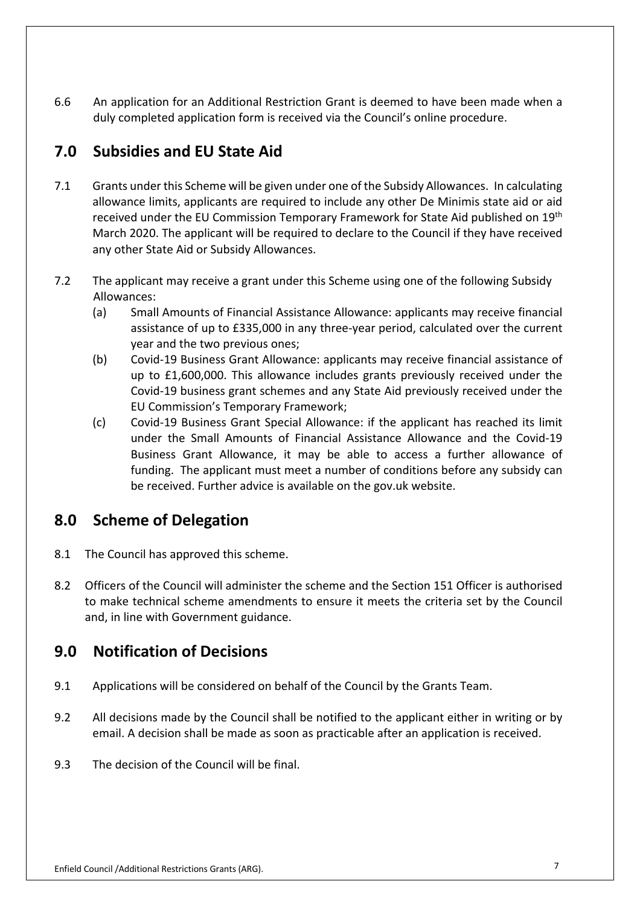6.6 An application for an Additional Restriction Grant is deemed to have been made when a duly completed application form is received via the Council's online procedure.

## 7.0 Subsidies and EU State Aid

7.1 Grants under this Scheme will be given under one of the Subsidy Allowances. In calculating allowance limits, applicants are required to include any other De Minimis state aid or aid received under the EU Commission Temporary Framework for State Aid published on 19th March 2020. The applicant will be required to declare to the Council if they have received any other State Aid or Subsidy Allowances.

7.2 The applicant may receive a grant under this Scheme using one of the following Subsidy Allowances:

(a) Small Amounts of Financial Assistance Allowance: applicants may receive financial assistance of up to £335,000 in any three-year period, calculated over the current year and the two previous ones;

(b) Covid-19 Business Grant Allowance: applicants may receive financial assistance of up to £1,600,000. This allowance includes grants previously received under the Covid-19 business grant schemes and any State Aid previously received under the EU Commission's Temporary Framework;

(c) Covid-19 Business Grant Special Allowance: if the applicant has reached its limit under the Small Amounts of Financial Assistance Allowance and the Covid-19 Business Grant Allowance, it may be able to access a further allowance of funding. The applicant must meet a number of conditions before any subsidy can be received. Further advice is available on the gov.uk website.

## 8.0 Scheme of Delegation

8.1 The Council has approved this scheme.

8.2 Officers of the Council will administer the scheme and the Section 151 Officer is authorised to make technical scheme amendments to ensure it meets the criteria set by the Council and, in line with Government guidance.

## 9.0 Notification of Decisions

9.1 Applications will be considered on behalf of the Council by the Grants Team.

9.2 All decisions made by the Council shall be notified to the applicant either in writing or by email. A decision shall be made as soon as practicable after an application is received.

9.3 The decision of the Council will be final.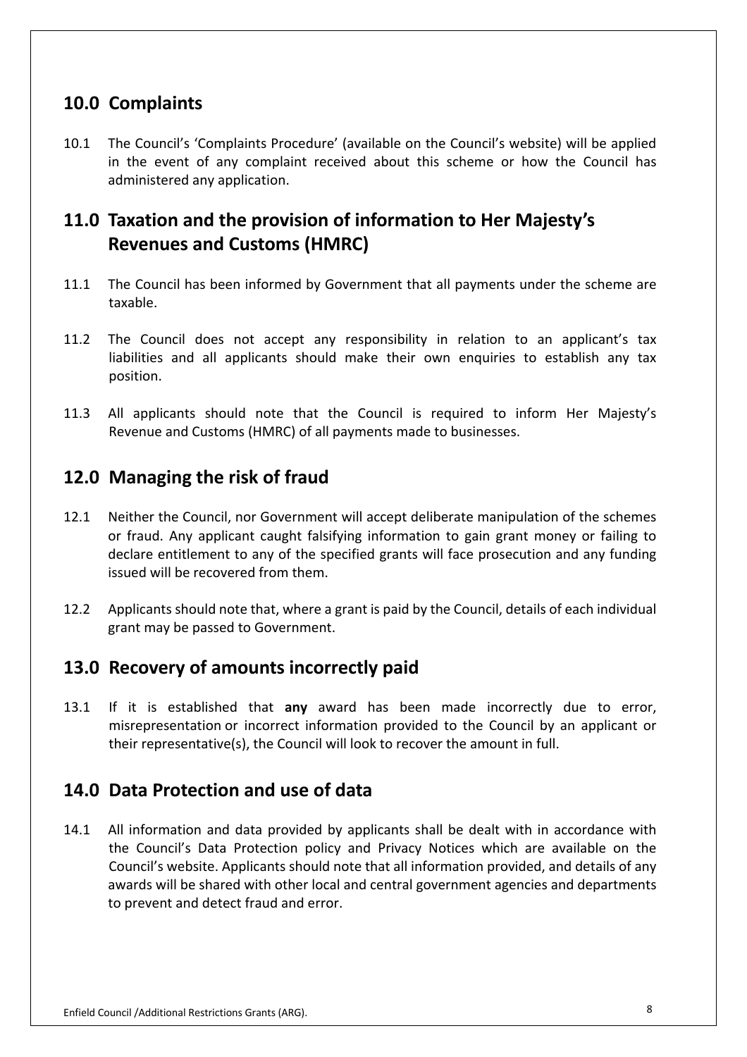## 10.0 Complaints

10.1 The Council's 'Complaints Procedure' (available on the Council's website) will be applied in the event of any complaint received about this scheme or how the Council has administered any application.

## 11.0 Taxation and the provision of information to Her Majesty's Revenues and Customs (HMRC)

11.1 The Council has been informed by Government that all payments under the scheme are taxable.

11.2 The Council does not accept any responsibility in relation to an applicant's tax liabilities and all applicants should make their own enquiries to establish any tax position.

11.3 All applicants should note that the Council is required to inform Her Majesty's Revenue and Customs (HMRC) of all payments made to businesses.

## 12.0 Managing the risk of fraud

12.1 Neither the Council, nor Government will accept deliberate manipulation of the schemes or fraud. Any applicant caught falsifying information to gain grant money or failing to declare entitlement to any of the specified grants will face prosecution and any funding issued will be recovered from them.

12.2 Applicants should note that, where a grant is paid by the Council, details of each individual grant may be passed to Government.

## 13.0 Recovery of amounts incorrectly paid

13.1 If it is established that **any** award has been made incorrectly due to error, misrepresentation or incorrect information provided to the Council by an applicant or their representative(s), the Council will look to recover the amount in full.

## 14.0 Data Protection and use of data

14.1 All information and data provided by applicants shall be dealt with in accordance with the Council's Data Protection policy and Privacy Notices which are available on the Council's website. Applicants should note that all information provided, and details of any awards will be shared with other local and central government agencies and departments to prevent and detect fraud and error.